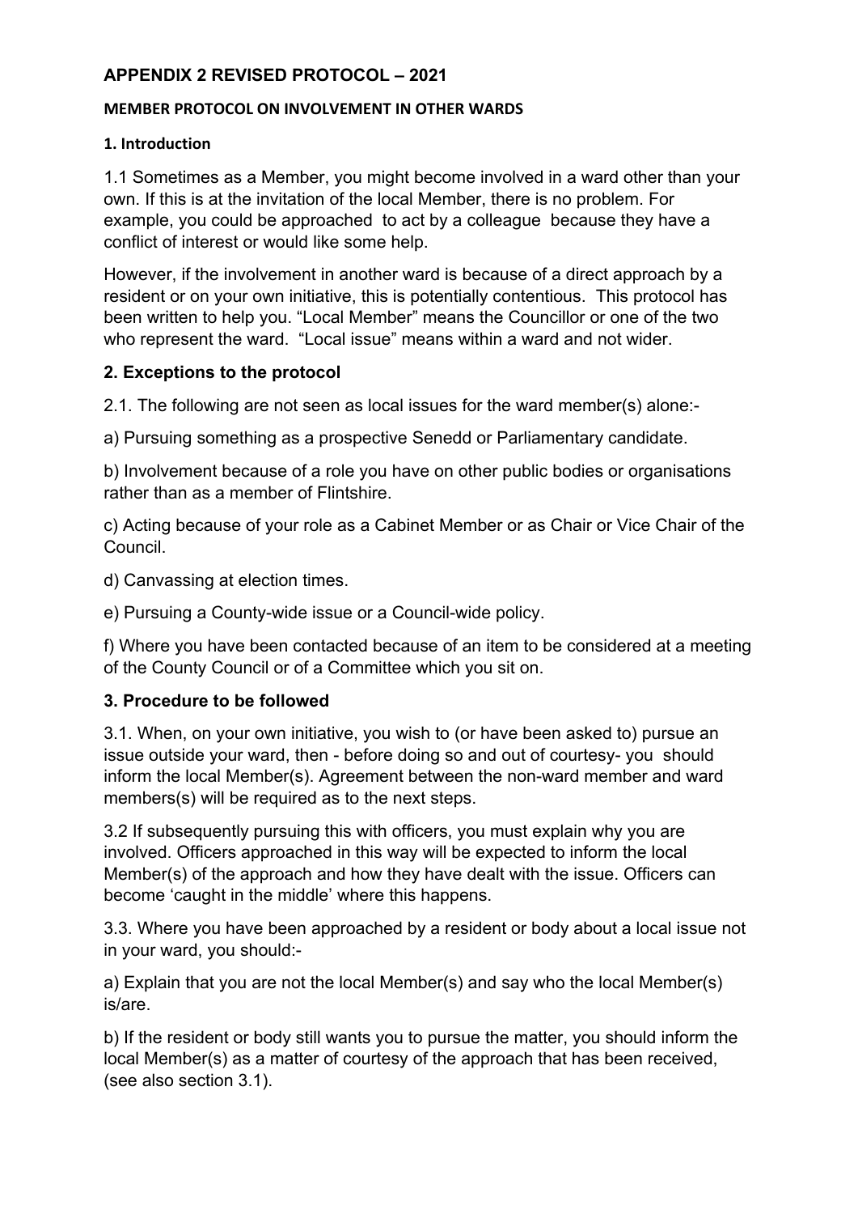## APPENDIX 2 REVISED PROTOCOL – 2021

### MEMBER PROTOCOL ON INVOLVEMENT IN OTHER WARDS

#### 1. Introduction

1.1 Sometimes as a Member, you might become involved in a ward other than your own. If this is at the invitation of the local Member, there is no problem. For example, you could be approached to act by a colleague because they have a conflict of interest or would like some help.

However, if the involvement in another ward is because of a direct approach by a resident or on your own initiative, this is potentially contentious. This protocol has been written to help you. "Local Member" means the Councillor or one of the two who represent the ward. "Local issue" means within a ward and not wider.

### 2. Exceptions to the protocol

2.1. The following are not seen as local issues for the ward member(s) alone:-

a) Pursuing something as a prospective Senedd or Parliamentary candidate.

b) Involvement because of a role you have on other public bodies or organisations rather than as a member of Flintshire.

c) Acting because of your role as a Cabinet Member or as Chair or Vice Chair of the Council.

d) Canvassing at election times.

e) Pursuing a County-wide issue or a Council-wide policy.

f) Where you have been contacted because of an item to be considered at a meeting of the County Council or of a Committee which you sit on.

### 3. Procedure to be followed

3.1. When, on your own initiative, you wish to (or have been asked to) pursue an issue outside your ward, then - before doing so and out of courtesy- you should inform the local Member(s). Agreement between the non-ward member and ward members(s) will be required as to the next steps.

3.2 If subsequently pursuing this with officers, you must explain why you are involved. Officers approached in this way will be expected to inform the local Member(s) of the approach and how they have dealt with the issue. Officers can become 'caught in the middle' where this happens.

3.3. Where you have been approached by a resident or body about a local issue not in your ward, you should:-

a) Explain that you are not the local Member(s) and say who the local Member(s) is/are.

b) If the resident or body still wants you to pursue the matter, you should inform the local Member(s) as a matter of courtesy of the approach that has been received, (see also section 3.1).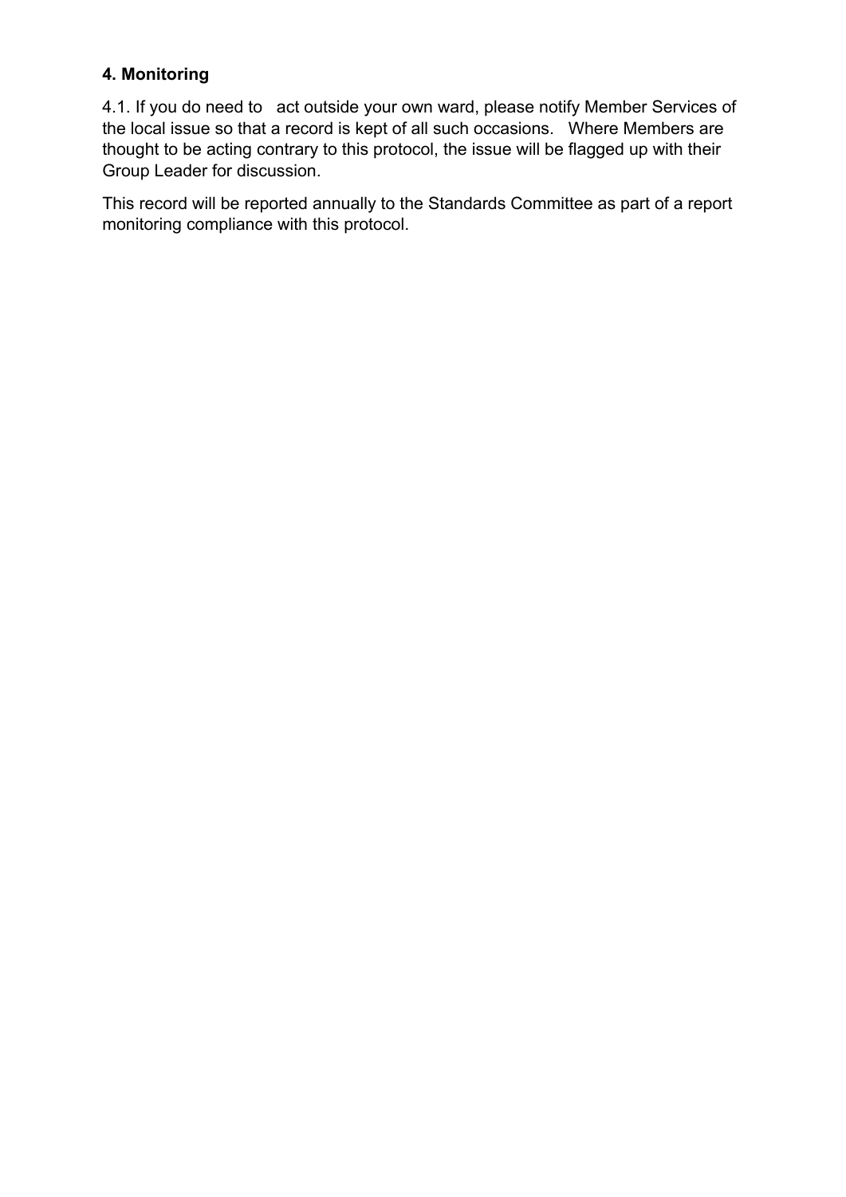**4. Monitoring**

4.1. If you do need to act outside your own ward, please notify Member Services of the local issue so that a record is kept of all such occasions. Where Members are thought to be acting contrary to this protocol, the issue will be flagged up with their Group Leader for discussion.

This record will be reported annually to the Standards Committee as part of a report monitoring compliance with this protocol.